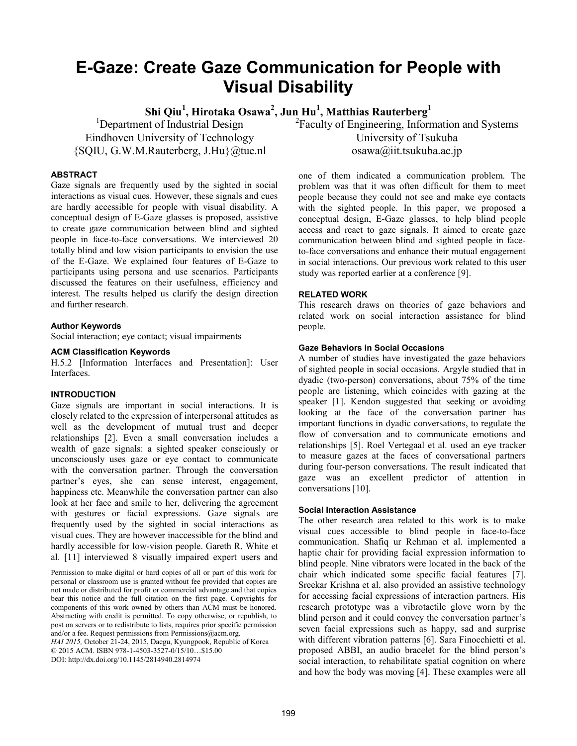# E-Gaze: Create Gaze Communication for People with Visual Disability

**Shi Qiu[1], Hirotaka Osawa[2], Jun Hu[1], Matthias Rauterberg[1]**

[1]Department of Industrial Design
Eindhoven University of Technology
{SQIU, G.W.M.Rauterberg, J.Hu}@tue.nl

[2]Faculty of Engineering, Information and Systems
University of Tsukuba
osawa@iit.tsukuba.ac.jp

## ABSTRACT

Gaze signals are frequently used by the sighted in social interactions as visual cues. However, these signals and cues are hardly accessible for people with visual disability. A conceptual design of E-Gaze glasses is proposed, assistive to create gaze communication between blind and sighted people in face-to-face conversations. We interviewed 20 totally blind and low vision participants to envision the use of the E-Gaze. We explained four features of E-Gaze to participants using persona and use scenarios. Participants discussed the features on their usefulness, efficiency and interest. The results helped us clarify the design direction and further research.

### Author Keywords

Social interaction; eye contact; visual impairments

### ACM Classification Keywords

H.5.2 [Information Interfaces and Presentation]: User Interfaces.

## INTRODUCTION

Gaze signals are important in social interactions. It is closely related to the expression of interpersonal attitudes as well as the development of mutual trust and deeper relationships [2]. Even a small conversation includes a wealth of gaze signals: a sighted speaker consciously or unconsciously uses gaze or eye contact to communicate with the conversation partner. Through the conversation partner's eyes, she can sense interest, engagement, happiness etc. Meanwhile the conversation partner can also look at her face and smile to her, delivering the agreement with gestures or facial expressions. Gaze signals are frequently used by the sighted in social interactions as visual cues. They are however inaccessible for the blind and hardly accessible for low-vision people. Gareth R. White et al. [11] interviewed 8 visually impaired expert users and one of them indicated a communication problem. The problem was that it was often difficult for them to meet people because they could not see and make eye contacts with the sighted people. In this paper, we proposed a conceptual design, E-Gaze glasses, to help blind people access and react to gaze signals. It aimed to create gaze communication between blind and sighted people in face-to-face conversations and enhance their mutual engagement in social interactions. Our previous work related to this user study was reported earlier at a conference [9].

Permission to make digital or hard copies of all or part of this work for personal or classroom use is granted without fee provided that copies are not made or distributed for profit or commercial advantage and that copies bear this notice and the full citation on the first page. Copyrights for components of this work owned by others than ACM must be honored. Abstracting with credit is permitted. To copy otherwise, or republish, to post on servers or to redistribute to lists, requires prior specific permission and/or a fee. Request permissions from Permissions@acm.org.
*HAI 2015,* October 21-24, 2015, Daegu, Kyungpook, Republic of Korea
© 2015 ACM. ISBN 978-1-4503-3527-0/15/10…$15.00
DOI: http://dx.doi.org/10.1145/2814940.2814974

## RELATED WORK

This research draws on theories of gaze behaviors and related work on social interaction assistance for blind people.

### Gaze Behaviors in Social Occasions

A number of studies have investigated the gaze behaviors of sighted people in social occasions. Argyle studied that in dyadic (two-person) conversations, about 75% of the time people are listening, which coincides with gazing at the speaker [1]. Kendon suggested that seeking or avoiding looking at the face of the conversation partner has important functions in dyadic conversations, to regulate the flow of conversation and to communicate emotions and relationships [5]. Roel Vertegaal et al. used an eye tracker to measure gazes at the faces of conversational partners during four-person conversations. The result indicated that gaze was an excellent predictor of attention in conversations [10].

### Social Interaction Assistance

The other research area related to this work is to make visual cues accessible to blind people in face-to-face communication. Shafiq ur Rehman et al. implemented a haptic chair for providing facial expression information to blind people. Nine vibrators were located in the back of the chair which indicated some specific facial features [7]. Sreekar Krishna et al. also provided an assistive technology for accessing facial expressions of interaction partners. His research prototype was a vibrotactile glove worn by the blind person and it could convey the conversation partner's seven facial expressions such as happy, sad and surprise with different vibration patterns [6]. Sara Finocchietti et al. proposed ABBI, an audio bracelet for the blind person's social interaction, to rehabilitate spatial cognition on where and how the body was moving [4]. These examples were all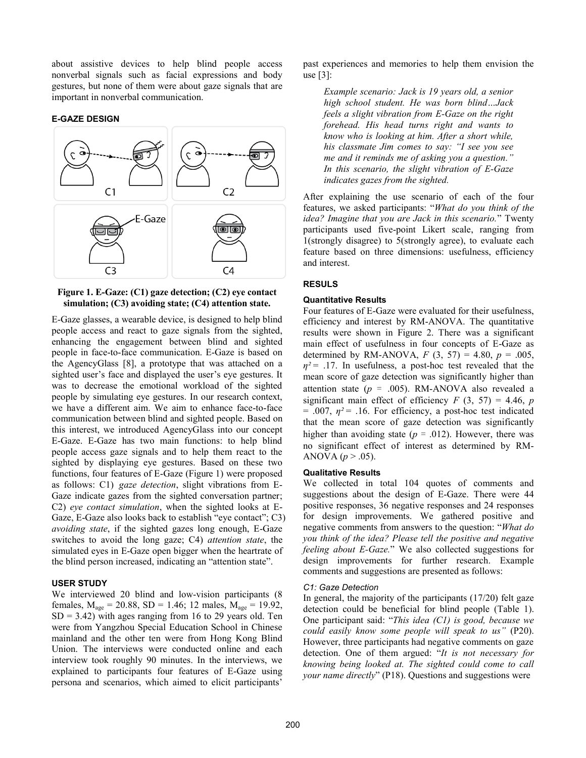about assistive devices to help blind people access nonverbal signals such as facial expressions and body gestures, but none of them were about gaze signals that are important in nonverbal communication.

### E-GAZE DESIGN

**Figure 1. E-Gaze: (C1) gaze detection; (C2) eye contact simulation; (C3) avoiding state; (C4) attention state.**

E-Gaze glasses, a wearable device, is designed to help blind people access and react to gaze signals from the sighted, enhancing the engagement between blind and sighted people in face-to-face communication. E-Gaze is based on the AgencyGlass [8], a prototype that was attached on a sighted user's face and displayed the user's eye gestures. It was to decrease the emotional workload of the sighted people by simulating eye gestures. In our research context, we have a different aim. We aim to enhance face-to-face communication between blind and sighted people. Based on this interest, we introduced AgencyGlass into our concept E-Gaze. E-Gaze has two main functions: to help blind people access gaze signals and to help them react to the sighted by displaying eye gestures. Based on these two functions, four features of E-Gaze (Figure 1) were proposed as follows: C1) *gaze detection*, slight vibrations from E-Gaze indicate gazes from the sighted conversation partner; C2) *eye contact simulation*, when the sighted looks at E-Gaze, E-Gaze also looks back to establish "eye contact"; C3) *avoiding state*, if the sighted gazes long enough, E-Gaze switches to avoid the long gaze; C4) *attention state*, the simulated eyes in E-Gaze open bigger when the heartrate of the blind person increased, indicating an "attention state".

### USER STUDY

We interviewed 20 blind and low-vision participants (8 females, $M_{age}$ = 20.88, SD = 1.46; 12 males, $M_{age}$ = 19.92, SD = 3.42) with ages ranging from 16 to 29 years old. Ten were from Yangzhou Special Education School in Chinese mainland and the other ten were from Hong Kong Blind Union. The interviews were conducted online and each interview took roughly 90 minutes. In the interviews, we explained to participants four features of E-Gaze using persona and scenarios, which aimed to elicit participants' past experiences and memories to help them envision the use [3]:

> *Example scenario: Jack is 19 years old, a senior high school student. He was born blind…Jack feels a slight vibration from E-Gaze on the right forehead. His head turns right and wants to know who is looking at him. After a short while, his classmate Jim comes to say: "I see you see me and it reminds me of asking you a question." In this scenario, the slight vibration of E-Gaze indicates gazes from the sighted.*

After explaining the use scenario of each of the four features, we asked participants: "*What do you think of the idea? Imagine that you are Jack in this scenario.*" Twenty participants used five-point Likert scale, ranging from 1(strongly disagree) to 5(strongly agree), to evaluate each feature based on three dimensions: usefulness, efficiency and interest.

### RESULS

#### Quantitative Results

Four features of E-Gaze were evaluated for their usefulness, efficiency and interest by RM-ANOVA. The quantitative results were shown in Figure 2. There was a significant main effect of usefulness in four concepts of E-Gaze as determined by RM-ANOVA, $F$ (3, 57) = 4.80, $p$ = .005, $\eta^2$ = .17. In usefulness, a post-hoc test revealed that the mean score of gaze detection was significantly higher than attention state ($p$ = .005). RM-ANOVA also revealed a significant main effect of efficiency $F$ (3, 57) = 4.46, $p$ = .007, $\eta^2$ = .16. For efficiency, a post-hoc test indicated that the mean score of gaze detection was significantly higher than avoiding state ($p$ = .012). However, there was no significant effect of interest as determined by RM-ANOVA ($p$ > .05).

#### Qualitative Results

We collected in total 104 quotes of comments and suggestions about the design of E-Gaze. There were 44 positive responses, 36 negative responses and 24 responses for design improvements. We gathered positive and negative comments from answers to the question: "*What do you think of the idea? Please tell the positive and negative feeling about E-Gaze.*" We also collected suggestions for design improvements for further research. Example comments and suggestions are presented as follows:

##### *C1: Gaze Detection*

In general, the majority of the participants (17/20) felt gaze detection could be beneficial for blind people (Table 1). One participant said: "*This idea (C1) is good, because we could easily know some people will speak to us"* (P20). However, three participants had negative comments on gaze detection. One of them argued: "*It is not necessary for knowing being looked at. The sighted could come to call your name directly*" (P18). Questions and suggestions were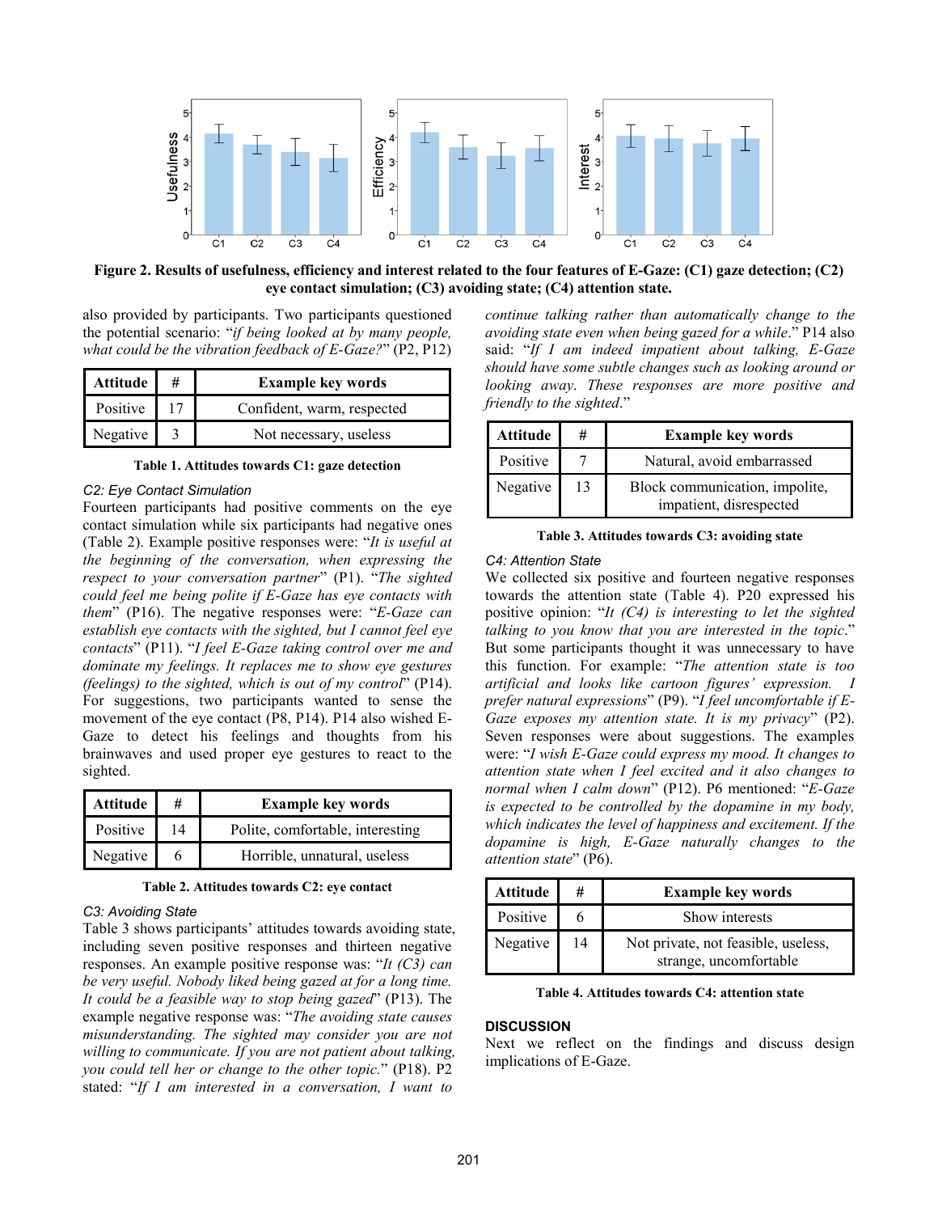Figure 2. Results of usefulness, efficiency and interest related to the four features of E-Gaze: (C1) gaze detection; (C2) eye contact simulation; (C3) avoiding state; (C4) attention state.

also provided by participants. Two participants questioned the potential scenario: "*if being looked at by many people, what could be the vibration feedback of E-Gaze?*" (P2, P12)

| Attitude | # | Example key words |
|---|---|---|
| Positive | 17 | Confident, warm, respected |
| Negative | 3 | Not necessary, useless |

**Table 1. Attitudes towards C1: gaze detection**

### C2: Eye Contact Simulation

Fourteen participants had positive comments on the eye contact simulation while six participants had negative ones (Table 2). Example positive responses were: "*It is useful at the beginning of the conversation, when expressing the respect to your conversation partner*" (P1). "*The sighted could feel me being polite if E-Gaze has eye contacts with them*" (P16). The negative responses were: "*E-Gaze can establish eye contacts with the sighted, but I cannot feel eye contacts*" (P11). "*I feel E-Gaze taking control over me and dominate my feelings. It replaces me to show eye gestures (feelings) to the sighted, which is out of my control*" (P14). For suggestions, two participants wanted to sense the movement of the eye contact (P8, P14). P14 also wished E-Gaze to detect his feelings and thoughts from his brainwaves and used proper eye gestures to react to the sighted.

| Attitude | # | Example key words |
|---|---|---|
| Positive | 14 | Polite, comfortable, interesting |
| Negative | 6 | Horrible, unnatural, useless |

**Table 2. Attitudes towards C2: eye contact**

### C3: Avoiding State

Table 3 shows participants' attitudes towards avoiding state, including seven positive responses and thirteen negative responses. An example positive response was: "*It (C3) can be very useful. Nobody liked being gazed at for a long time. It could be a feasible way to stop being gazed*" (P13). The example negative response was: "*The avoiding state causes misunderstanding. The sighted may consider you are not willing to communicate. If you are not patient about talking, you could tell her or change to the other topic.*" (P18). P2 stated: "*If I am interested in a conversation, I want to continue talking rather than automatically change to the avoiding state even when being gazed for a while.*" P14 also said: "*If I am indeed impatient about talking, E-Gaze should have some subtle changes such as looking around or looking away. These responses are more positive and friendly to the sighted.*"

| Attitude | # | Example key words |
|---|---|---|
| Positive | 7 | Natural, avoid embarrassed |
| Negative | 13 | Block communication, impolite, impatient, disrespected |

**Table 3. Attitudes towards C3: avoiding state**

### C4: Attention State

We collected six positive and fourteen negative responses towards the attention state (Table 4). P20 expressed his positive opinion: "*It (C4) is interesting to let the sighted talking to you know that you are interested in the topic.*" But some participants thought it was unnecessary to have this function. For example: "*The attention state is too artificial and looks like cartoon figures' expression. I prefer natural expressions*" (P9). "*I feel uncomfortable if E-Gaze exposes my attention state. It is my privacy*" (P2). Seven responses were about suggestions. The examples were: "*I wish E-Gaze could express my mood. It changes to attention state when I feel excited and it also changes to normal when I calm down*" (P12). P6 mentioned: "*E-Gaze is expected to be controlled by the dopamine in my body, which indicates the level of happiness and excitement. If the dopamine is high, E-Gaze naturally changes to the attention state*" (P6).

| Attitude | # | Example key words |
|---|---|---|
| Positive | 6 | Show interests |
| Negative | 14 | Not private, not feasible, useless, strange, uncomfortable |

**Table 4. Attitudes towards C4: attention state**

## DISCUSSION

Next we reflect on the findings and discuss design implications of E-Gaze.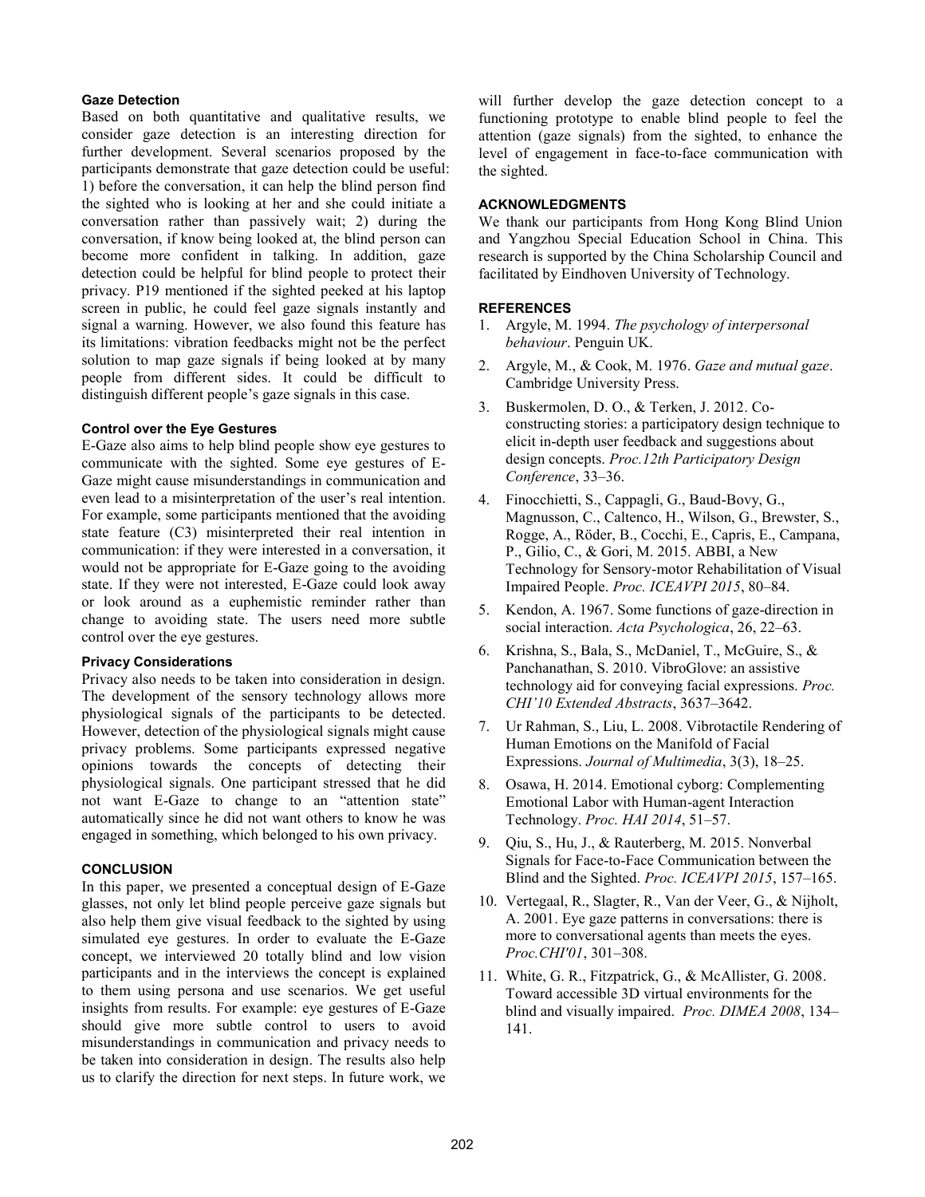### Gaze Detection

Based on both quantitative and qualitative results, we consider gaze detection is an interesting direction for further development. Several scenarios proposed by the participants demonstrate that gaze detection could be useful: 1) before the conversation, it can help the blind person find the sighted who is looking at her and she could initiate a conversation rather than passively wait; 2) during the conversation, if know being looked at, the blind person can become more confident in talking. In addition, gaze detection could be helpful for blind people to protect their privacy. P19 mentioned if the sighted peeked at his laptop screen in public, he could feel gaze signals instantly and signal a warning. However, we also found this feature has its limitations: vibration feedbacks might not be the perfect solution to map gaze signals if being looked at by many people from different sides. It could be difficult to distinguish different people's gaze signals in this case.

### Control over the Eye Gestures

E-Gaze also aims to help blind people show eye gestures to communicate with the sighted. Some eye gestures of E-Gaze might cause misunderstandings in communication and even lead to a misinterpretation of the user's real intention. For example, some participants mentioned that the avoiding state feature (C3) misinterpreted their real intention in communication: if they were interested in a conversation, it would not be appropriate for E-Gaze going to the avoiding state. If they were not interested, E-Gaze could look away or look around as a euphemistic reminder rather than change to avoiding state. The users need more subtle control over the eye gestures.

### Privacy Considerations

Privacy also needs to be taken into consideration in design. The development of the sensory technology allows more physiological signals of the participants to be detected. However, detection of the physiological signals might cause privacy problems. Some participants expressed negative opinions towards the concepts of detecting their physiological signals. One participant stressed that he did not want E-Gaze to change to an "attention state" automatically since he did not want others to know he was engaged in something, which belonged to his own privacy.

## CONCLUSION

In this paper, we presented a conceptual design of E-Gaze glasses, not only let blind people perceive gaze signals but also help them give visual feedback to the sighted by using simulated eye gestures. In order to evaluate the E-Gaze concept, we interviewed 20 totally blind and low vision participants and in the interviews the concept is explained to them using persona and use scenarios. We get useful insights from results. For example: eye gestures of E-Gaze should give more subtle control to users to avoid misunderstandings in communication and privacy needs to be taken into consideration in design. The results also help us to clarify the direction for next steps. In future work, we will further develop the gaze detection concept to a functioning prototype to enable blind people to feel the attention (gaze signals) from the sighted, to enhance the level of engagement in face-to-face communication with the sighted.

## ACKNOWLEDGMENTS

We thank our participants from Hong Kong Blind Union and Yangzhou Special Education School in China. This research is supported by the China Scholarship Council and facilitated by Eindhoven University of Technology.

## REFERENCES

1. Argyle, M. 1994. *The psychology of interpersonal behaviour*. Penguin UK.
2. Argyle, M., & Cook, M. 1976. *Gaze and mutual gaze*. Cambridge University Press.
3. Buskermolen, D. O., & Terken, J. 2012. Co-constructing stories: a participatory design technique to elicit in-depth user feedback and suggestions about design concepts. *Proc.12th Participatory Design Conference*, 33–36.
4. Finocchietti, S., Cappagli, G., Baud-Bovy, G., Magnusson, C., Caltenco, H., Wilson, G., Brewster, S., Rogge, A., Röder, B., Cocchi, E., Capris, E., Campana, P., Gilio, C., & Gori, M. 2015. ABBI, a New Technology for Sensory-motor Rehabilitation of Visual Impaired People. *Proc. ICEAVPI 2015*, 80–84.
5. Kendon, A. 1967. Some functions of gaze-direction in social interaction. *Acta Psychologica*, 26, 22–63.
6. Krishna, S., Bala, S., McDaniel, T., McGuire, S., & Panchanathan, S. 2010. VibroGlove: an assistive technology aid for conveying facial expressions. *Proc. CHI'10 Extended Abstracts*, 3637–3642.
7. Ur Rahman, S., Liu, L. 2008. Vibrotactile Rendering of Human Emotions on the Manifold of Facial Expressions. *Journal of Multimedia*, 3(3), 18–25.
8. Osawa, H. 2014. Emotional cyborg: Complementing Emotional Labor with Human-agent Interaction Technology. *Proc. HAI 2014*, 51–57.
9. Qiu, S., Hu, J., & Rauterberg, M. 2015. Nonverbal Signals for Face-to-Face Communication between the Blind and the Sighted. *Proc. ICEAVPI 2015*, 157–165.
10. Vertegaal, R., Slagter, R., Van der Veer, G., & Nijholt, A. 2001. Eye gaze patterns in conversations: there is more to conversational agents than meets the eyes. *Proc.CHI'01*, 301–308.
11. White, G. R., Fitzpatrick, G., & McAllister, G. 2008. Toward accessible 3D virtual environments for the blind and visually impaired. *Proc. DIMEA 2008*, 134–141.